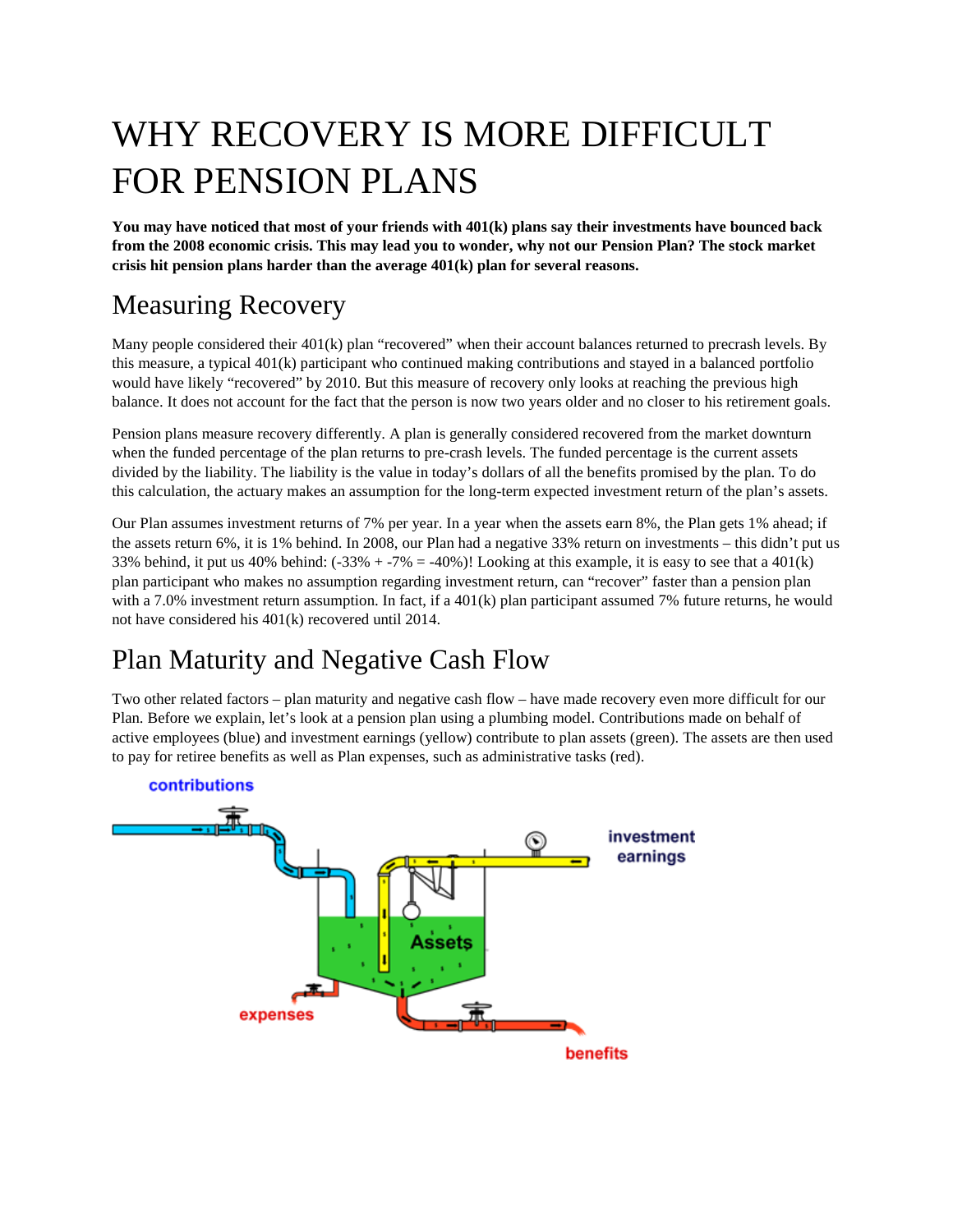# WHY RECOVERY IS MORE DIFFICULT FOR PENSION PLANS

**You may have noticed that most of your friends with 401(k) plans say their investments have bounced back from the 2008 economic crisis. This may lead you to wonder, why not our Pension Plan? The stock market crisis hit pension plans harder than the average 401(k) plan for several reasons.**

## Measuring Recovery

Many people considered their 401(k) plan "recovered" when their account balances returned to precrash levels. By this measure, a typical 401(k) participant who continued making contributions and stayed in a balanced portfolio would have likely "recovered" by 2010. But this measure of recovery only looks at reaching the previous high balance. It does not account for the fact that the person is now two years older and no closer to his retirement goals.

Pension plans measure recovery differently. A plan is generally considered recovered from the market downturn when the funded percentage of the plan returns to pre-crash levels. The funded percentage is the current assets divided by the liability. The liability is the value in today's dollars of all the benefits promised by the plan. To do this calculation, the actuary makes an assumption for the long-term expected investment return of the plan's assets.

Our Plan assumes investment returns of 7% per year. In a year when the assets earn 8%, the Plan gets 1% ahead; if the assets return 6%, it is 1% behind. In 2008, our Plan had a negative 33% return on investments – this didn't put us 33% behind, it put us 40% behind: (-33% + -7% = -40%)! Looking at this example, it is easy to see that a 401(k) plan participant who makes no assumption regarding investment return, can "recover" faster than a pension plan with a 7.0% investment return assumption. In fact, if a 401(k) plan participant assumed 7% future returns, he would not have considered his 401(k) recovered until 2014.

## Plan Maturity and Negative Cash Flow

Two other related factors – plan maturity and negative cash flow – have made recovery even more difficult for our Plan. Before we explain, let's look at a pension plan using a plumbing model. Contributions made on behalf of active employees (blue) and investment earnings (yellow) contribute to plan assets (green). The assets are then used to pay for retiree benefits as well as Plan expenses, such as administrative tasks (red).

contributions

investment earnings

Assets

expenses

benefits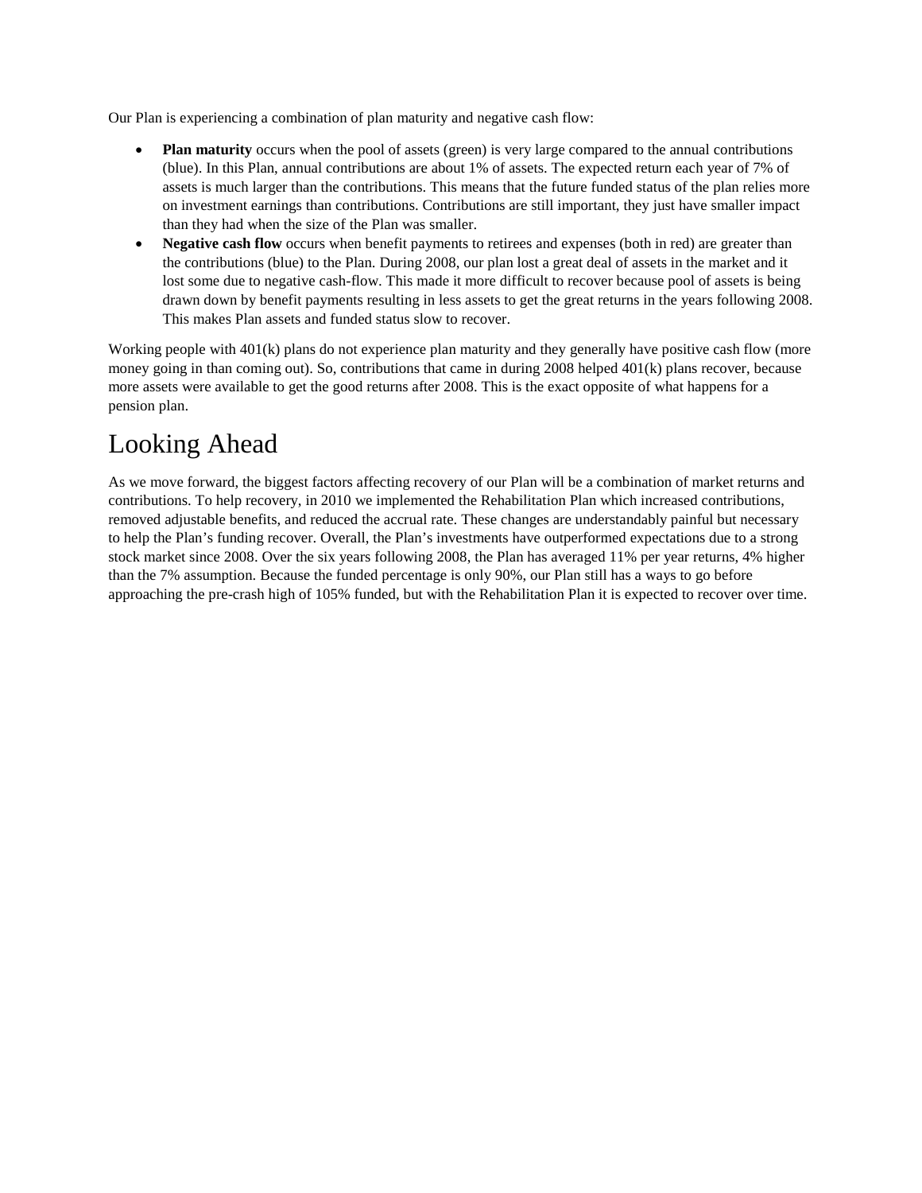Our Plan is experiencing a combination of plan maturity and negative cash flow:

- **Plan maturity** occurs when the pool of assets (green) is very large compared to the annual contributions (blue). In this Plan, annual contributions are about 1% of assets. The expected return each year of 7% of assets is much larger than the contributions. This means that the future funded status of the plan relies more on investment earnings than contributions. Contributions are still important, they just have smaller impact than they had when the size of the Plan was smaller.
- **Negative cash flow** occurs when benefit payments to retirees and expenses (both in red) are greater than the contributions (blue) to the Plan. During 2008, our plan lost a great deal of assets in the market and it lost some due to negative cash-flow. This made it more difficult to recover because pool of assets is being drawn down by benefit payments resulting in less assets to get the great returns in the years following 2008. This makes Plan assets and funded status slow to recover.

Working people with 401(k) plans do not experience plan maturity and they generally have positive cash flow (more money going in than coming out). So, contributions that came in during 2008 helped 401(k) plans recover, because more assets were available to get the good returns after 2008. This is the exact opposite of what happens for a pension plan.

# Looking Ahead

As we move forward, the biggest factors affecting recovery of our Plan will be a combination of market returns and contributions. To help recovery, in 2010 we implemented the Rehabilitation Plan which increased contributions, removed adjustable benefits, and reduced the accrual rate. These changes are understandably painful but necessary to help the Plan's funding recover. Overall, the Plan's investments have outperformed expectations due to a strong stock market since 2008. Over the six years following 2008, the Plan has averaged 11% per year returns, 4% higher than the 7% assumption. Because the funded percentage is only 90%, our Plan still has a ways to go before approaching the pre-crash high of 105% funded, but with the Rehabilitation Plan it is expected to recover over time.